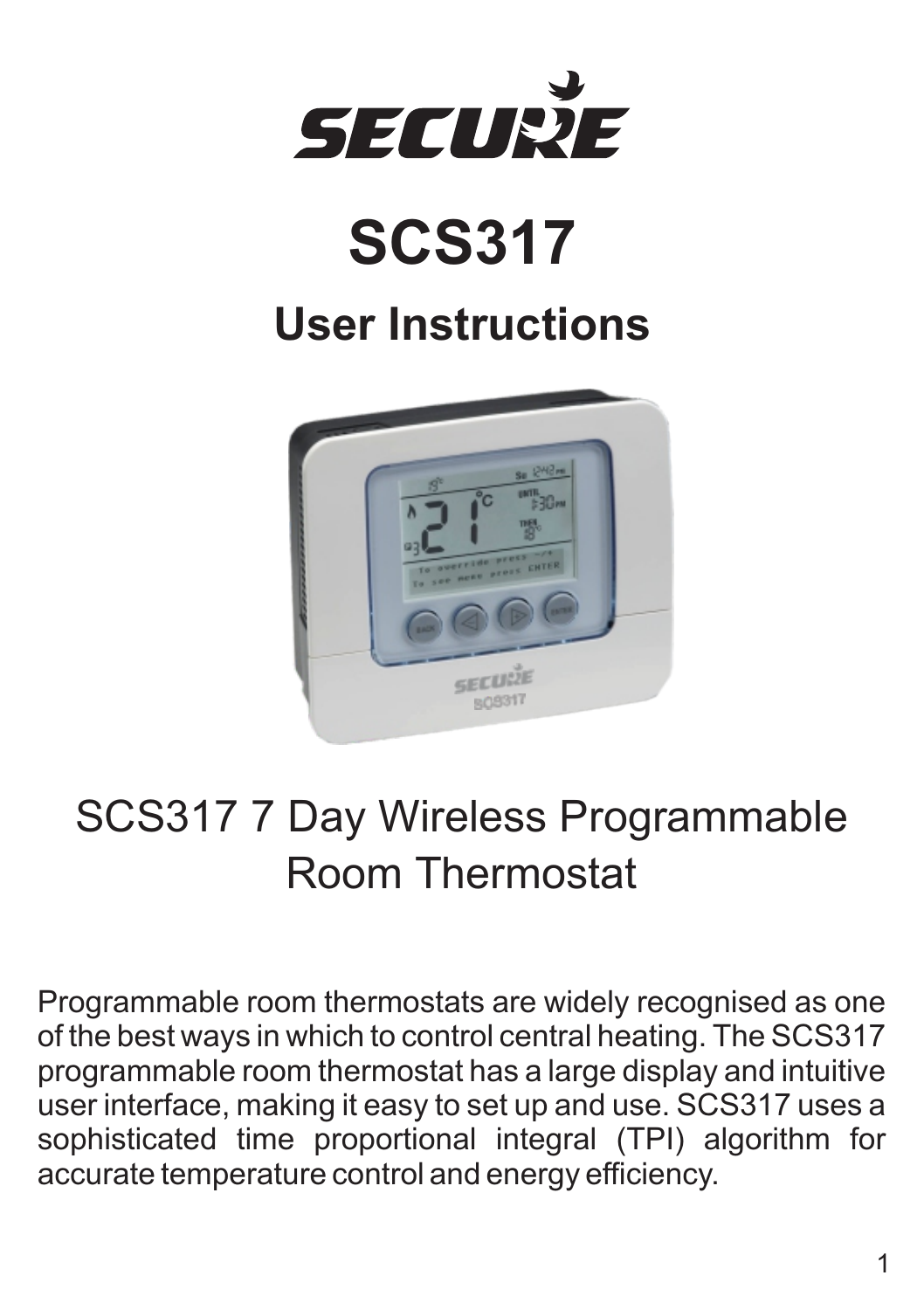# SECURE

# SCS317

## User Instructions

SCS317 7 Day Wireless Programmable Room Thermostat

Programmable room thermostats are widely recognised as one of the best ways in which to control central heating. The SCS317 programmable room thermostat has a large display and intuitive user interface, making it easy to set up and use. SCS317 uses a sophisticated time proportional integral (TPI) algorithm for accurate temperature control and energy efficiency.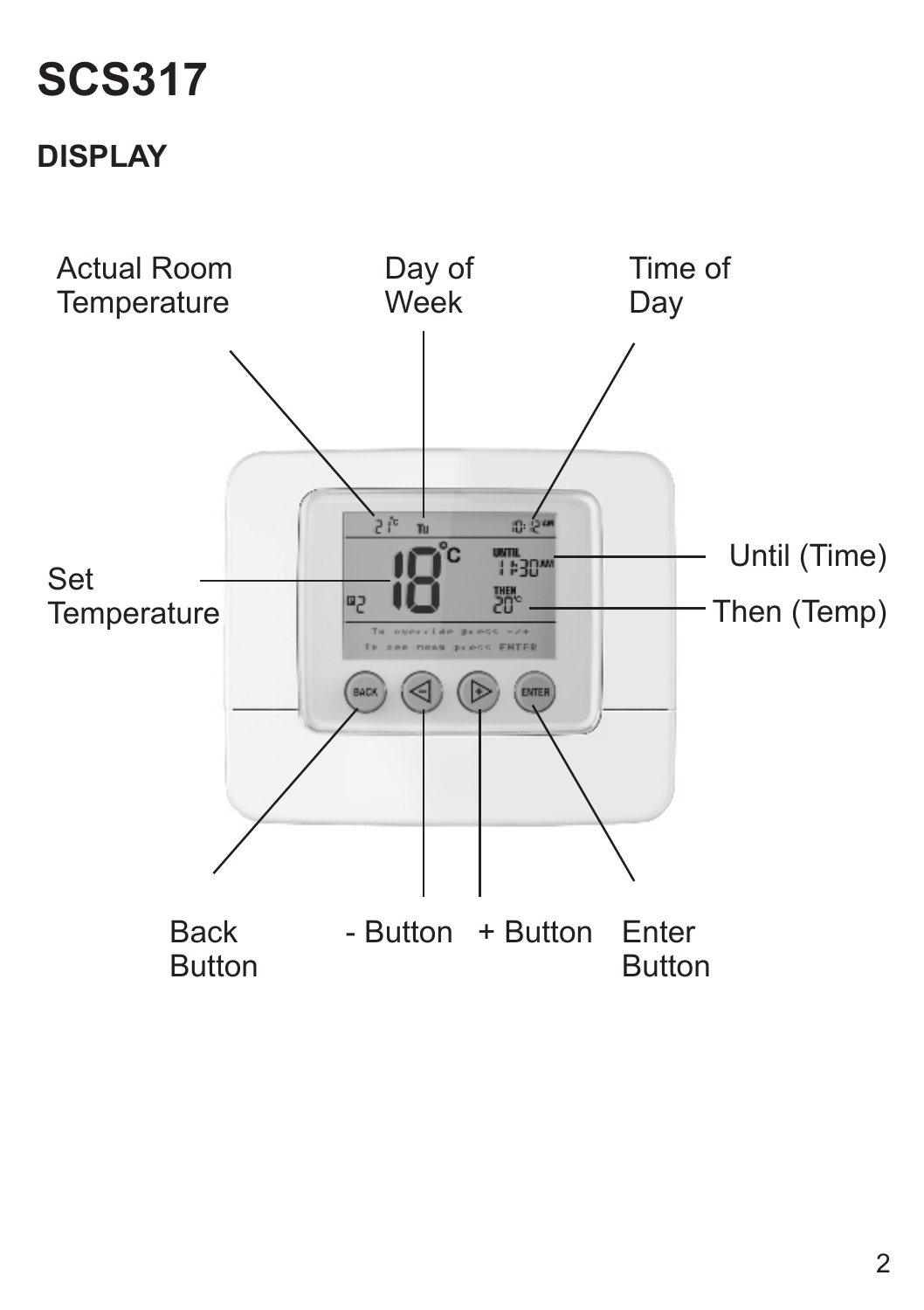# SCS317

## DISPLAY

Actual Room Temperature

Day of Week

Time of Day

Set Temperature

Until (Time)

Then (Temp)

Back Button

- Button

+ Button

Enter Button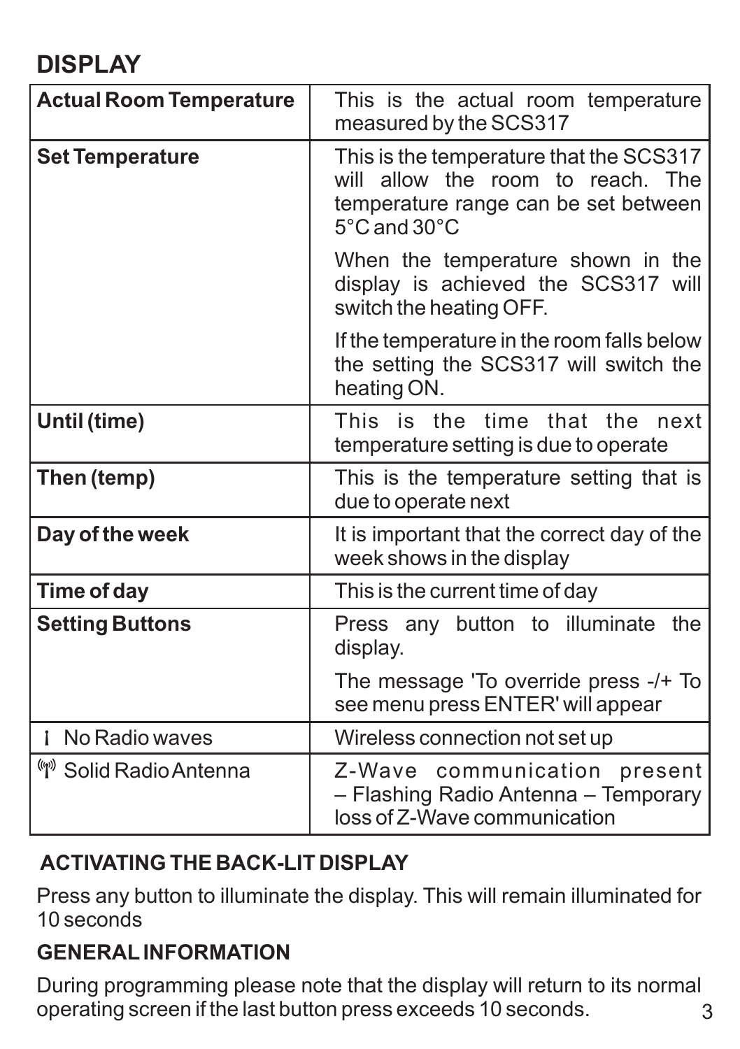## DISPLAY

| Actual Room Temperature | This is the actual room temperature measured by the SCS317 |
|---|---|
| **Set Temperature** | This is the temperature that the SCS317 will allow the room to reach. The temperature range can be set between 5°C and 30°C<br><br>When the temperature shown in the display is achieved the SCS317 will switch the heating OFF.<br><br>If the temperature in the room falls below the setting the SCS317 will switch the heating ON. |
| **Until (time)** | This is the time that the next temperature setting is due to operate |
| **Then (temp)** | This is the temperature setting that is due to operate next |
| **Day of the week** | It is important that the correct day of the week shows in the display |
| **Time of day** | This is the current time of day |
| **Setting Buttons** | Press any button to illuminate the display.<br><br>The message 'To override press -/+ To see menu press ENTER' will appear |
| No Radio waves | Wireless connection not set up |
| Solid Radio Antenna | Z-Wave communication present – Flashing Radio Antenna – Temporary loss of Z-Wave communication |

### ACTIVATING THE BACK-LIT DISPLAY

Press any button to illuminate the display. This will remain illuminated for 10 seconds

### GENERAL INFORMATION

During programming please note that the display will return to its normal operating screen if the last button press exceeds 10 seconds.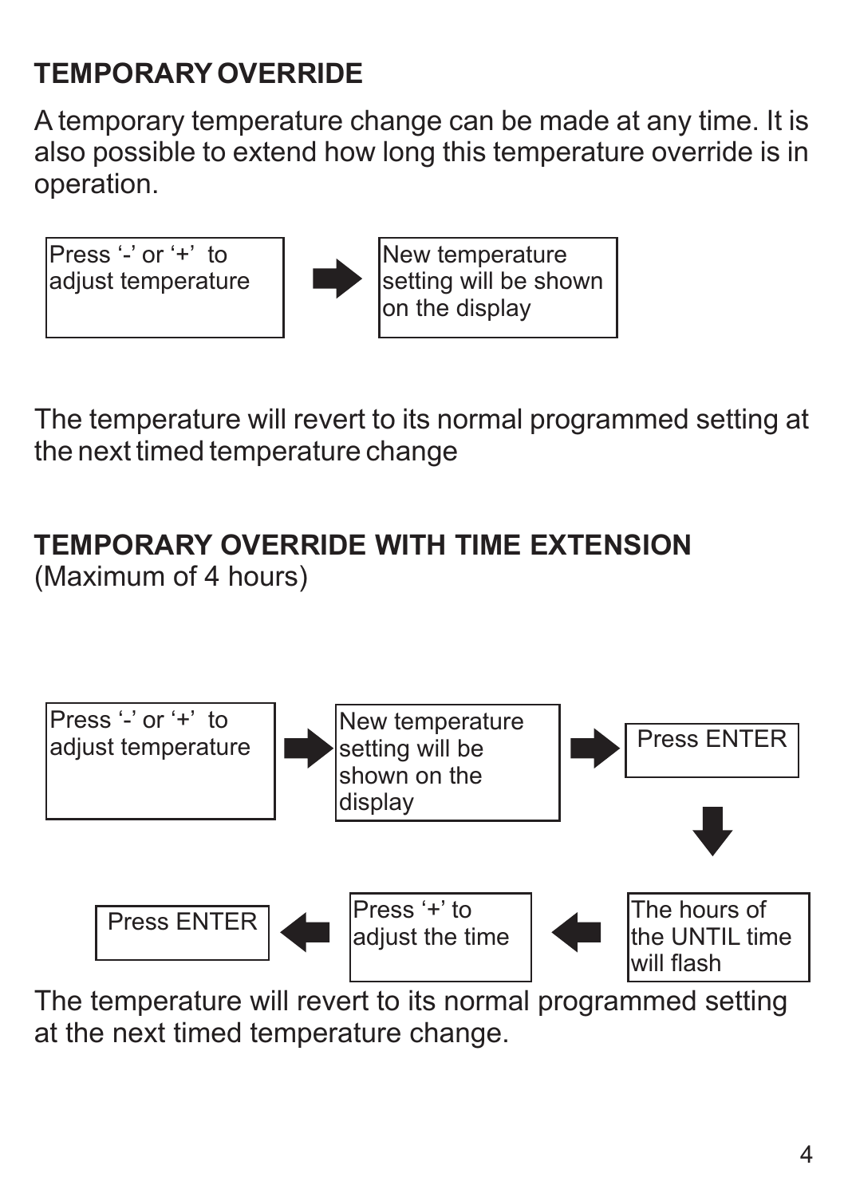## TEMPORARY OVERRIDE

A temporary temperature change can be made at any time. It is also possible to extend how long this temperature override is in operation.

Press '-' or '+' to adjust temperature → New temperature setting will be shown on the display

The temperature will revert to its normal programmed setting at the next timed temperature change

## TEMPORARY OVERRIDE WITH TIME EXTENSION

(Maximum of 4 hours)

Press '-' or '+' to adjust temperature → New temperature setting will be shown on the display → Press ENTER → The hours of the UNTIL time will flash → Press '+' to adjust the time → Press ENTER

The temperature will revert to its normal programmed setting at the next timed temperature change.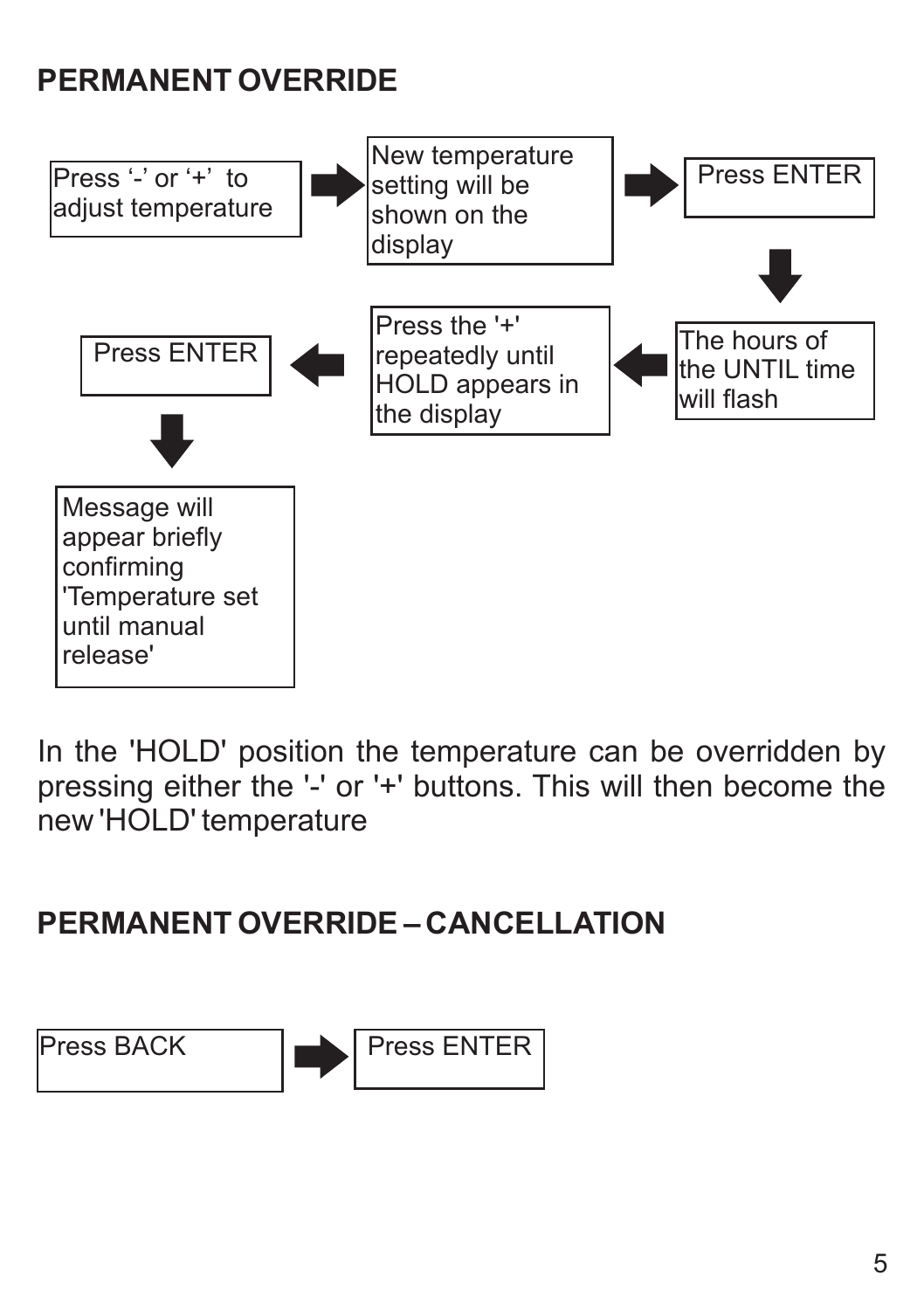## PERMANENT OVERRIDE

1. Press '-' or '+' to adjust temperature
2. New temperature setting will be shown on the display
3. Press ENTER
4. The hours of the UNTIL time will flash
5. Press the '+' repeatedly until HOLD appears in the display
6. Press ENTER
7. Message will appear briefly confirming 'Temperature set until manual release'

In the 'HOLD' position the temperature can be overridden by pressing either the '-' or '+' buttons. This will then become the new 'HOLD' temperature

## PERMANENT OVERRIDE – CANCELLATION

1. Press BACK
2. Press ENTER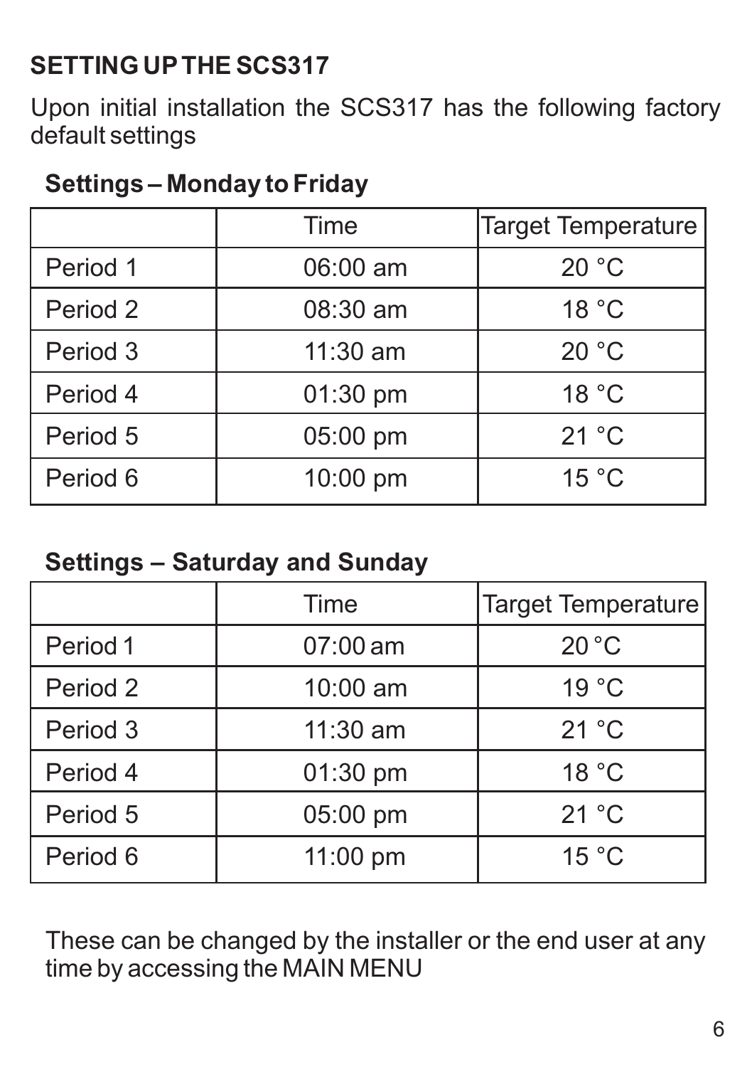## SETTING UP THE SCS317

Upon initial installation the SCS317 has the following factory default settings

### Settings – Monday to Friday

| | Time | Target Temperature |
|---|---|---|
| Period 1 | 06:00 am | 20 °C |
| Period 2 | 08:30 am | 18 °C |
| Period 3 | 11:30 am | 20 °C |
| Period 4 | 01:30 pm | 18 °C |
| Period 5 | 05:00 pm | 21 °C |
| Period 6 | 10:00 pm | 15 °C |

### Settings – Saturday and Sunday

| | Time | Target Temperature |
|---|---|---|
| Period 1 | 07:00 am | 20 °C |
| Period 2 | 10:00 am | 19 °C |
| Period 3 | 11:30 am | 21 °C |
| Period 4 | 01:30 pm | 18 °C |
| Period 5 | 05:00 pm | 21 °C |
| Period 6 | 11:00 pm | 15 °C |

These can be changed by the installer or the end user at any time by accessing the MAIN MENU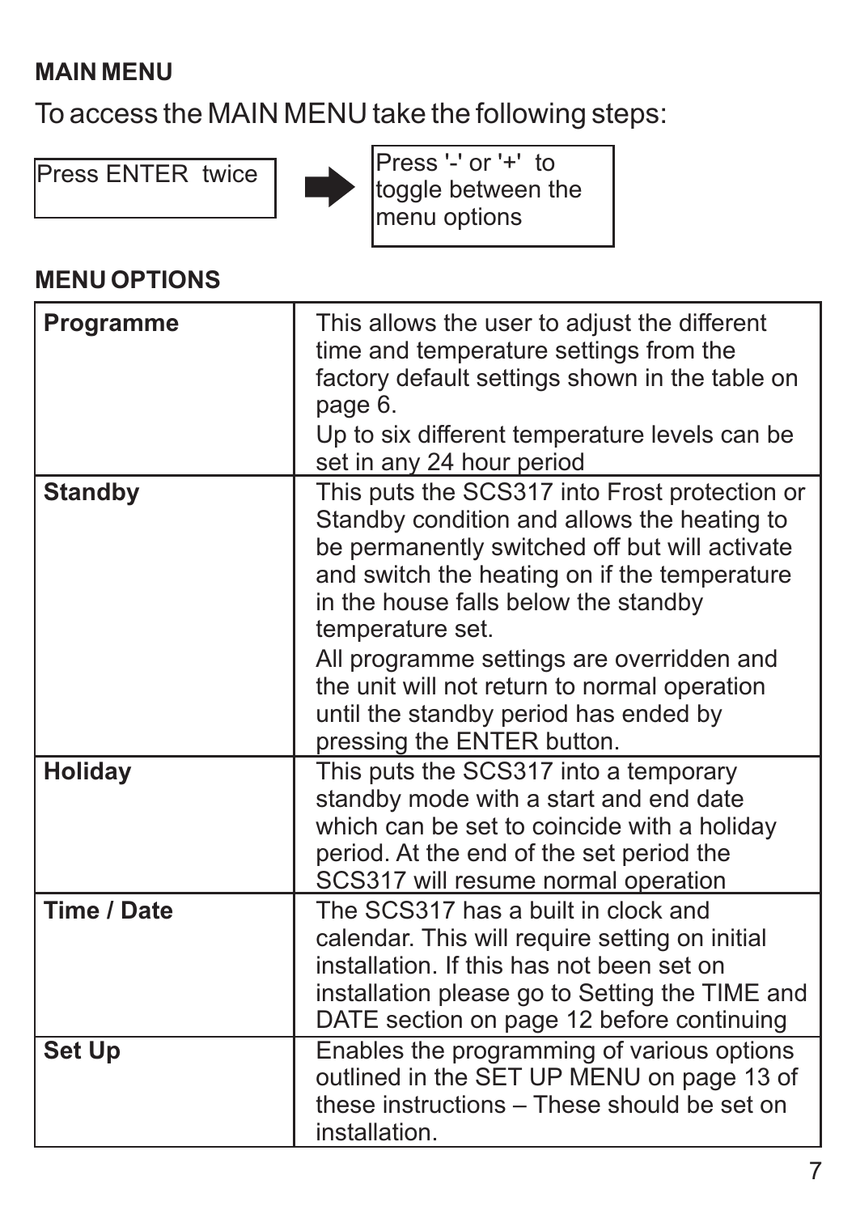## MAIN MENU

To access the MAIN MENU take the following steps:

Press ENTER twice → Press '-' or '+' to toggle between the menu options

## MENU OPTIONS

| | |
|---|---|
| **Programme** | This allows the user to adjust the different time and temperature settings from the factory default settings shown in the table on page 6.<br>Up to six different temperature levels can be set in any 24 hour period |
| **Standby** | This puts the SCS317 into Frost protection or Standby condition and allows the heating to be permanently switched off but will activate and switch the heating on if the temperature in the house falls below the standby temperature set.<br>All programme settings are overridden and the unit will not return to normal operation until the standby period has ended by pressing the ENTER button. |
| **Holiday** | This puts the SCS317 into a temporary standby mode with a start and end date which can be set to coincide with a holiday period. At the end of the set period the SCS317 will resume normal operation |
| **Time / Date** | The SCS317 has a built in clock and calendar. This will require setting on initial installation. If this has not been set on installation please go to Setting the TIME and DATE section on page 12 before continuing |
| **Set Up** | Enables the programming of various options outlined in the SET UP MENU on page 13 of these instructions – These should be set on installation. |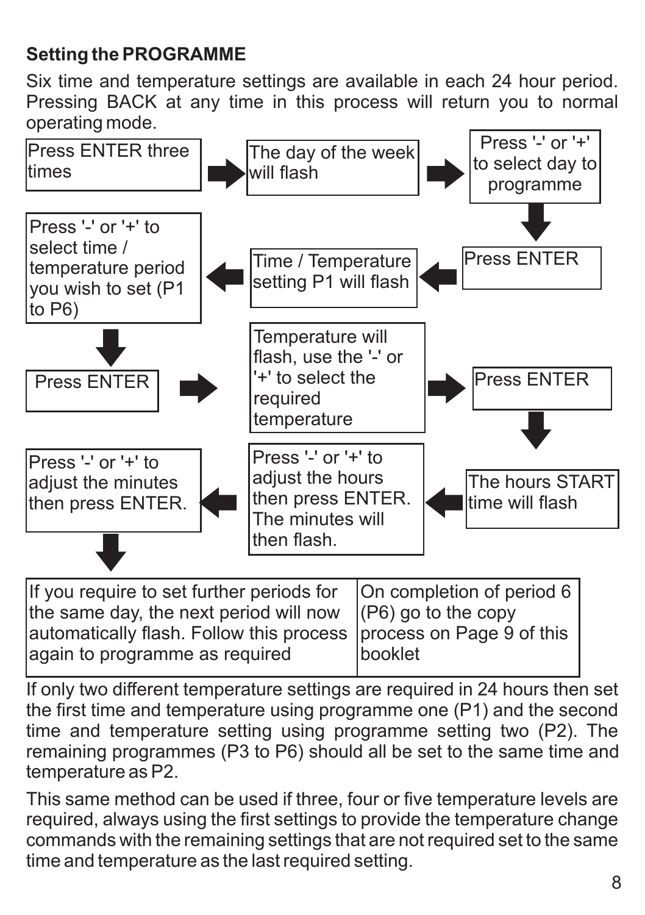**Setting the PROGRAMME**

Six time and temperature settings are available in each 24 hour period. Pressing BACK at any time in this process will return you to normal operating mode.

1. Press ENTER three times
2. The day of the week will flash
3. Press '-' or '+' to select day to programme
4. Press ENTER
5. Time / Temperature setting P1 will flash
6. Press '-' or '+' to select time / temperature period you wish to set (P1 to P6)
7. Press ENTER
8. Temperature will flash, use the '-' or '+' to select the required temperature
9. Press ENTER
10. The hours START time will flash
11. Press '-' or '+' to adjust the hours then press ENTER. The minutes will then flash.
12. Press '-' or '+' to adjust the minutes then press ENTER.

| If you require to set further periods for the same day, the next period will now automatically flash. Follow this process again to programme as required | On completion of period 6 (P6) go to the copy process on Page 9 of this booklet |
|---|---|

If only two different temperature settings are required in 24 hours then set the first time and temperature using programme one (P1) and the second time and temperature setting using programme setting two (P2). The remaining programmes (P3 to P6) should all be set to the same time and temperature as P2.

This same method can be used if three, four or five temperature levels are required, always using the first settings to provide the temperature change commands with the remaining settings that are not required set to the same time and temperature as the last required setting.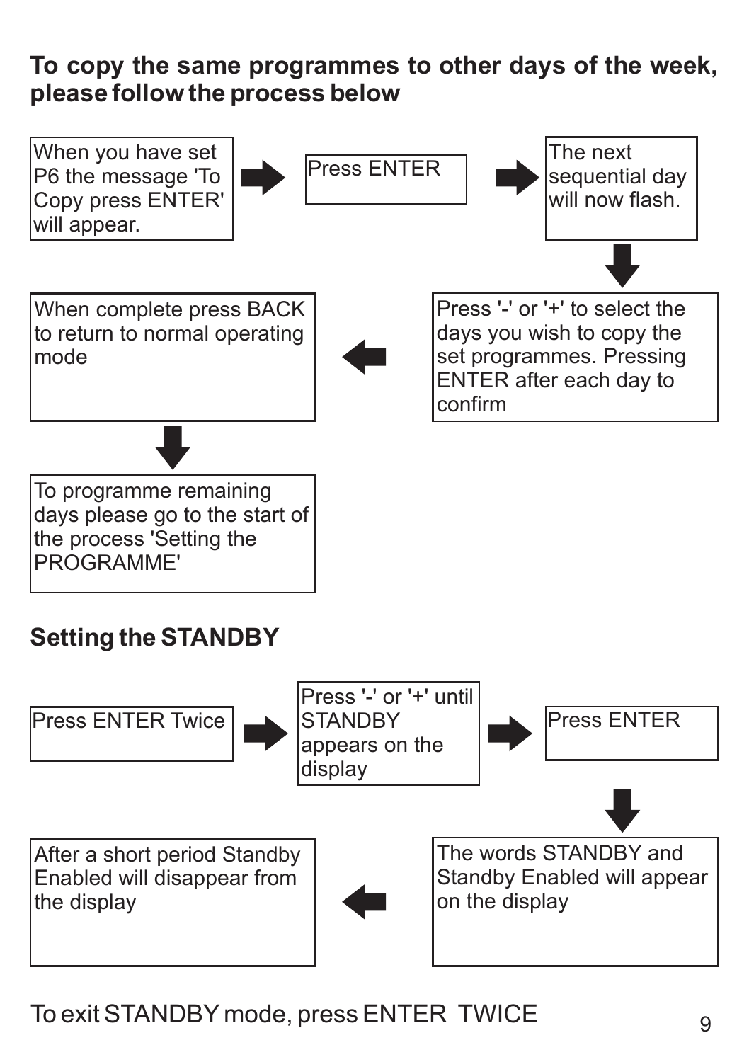### To copy the same programmes to other days of the week, please follow the process below

1. When you have set P6 the message 'To Copy press ENTER' will appear.
2. Press ENTER
3. The next sequential day will now flash.
4. Press '-' or '+' to select the days you wish to copy the set programmes. Pressing ENTER after each day to confirm
5. When complete press BACK to return to normal operating mode
6. To programme remaining days please go to the start of the process 'Setting the PROGRAMME'

### Setting the STANDBY

1. Press ENTER Twice
2. Press '-' or '+' until STANDBY appears on the display
3. Press ENTER
4. The words STANDBY and Standby Enabled will appear on the display
5. After a short period Standby Enabled will disappear from the display

To exit STANDBY mode, press ENTER TWICE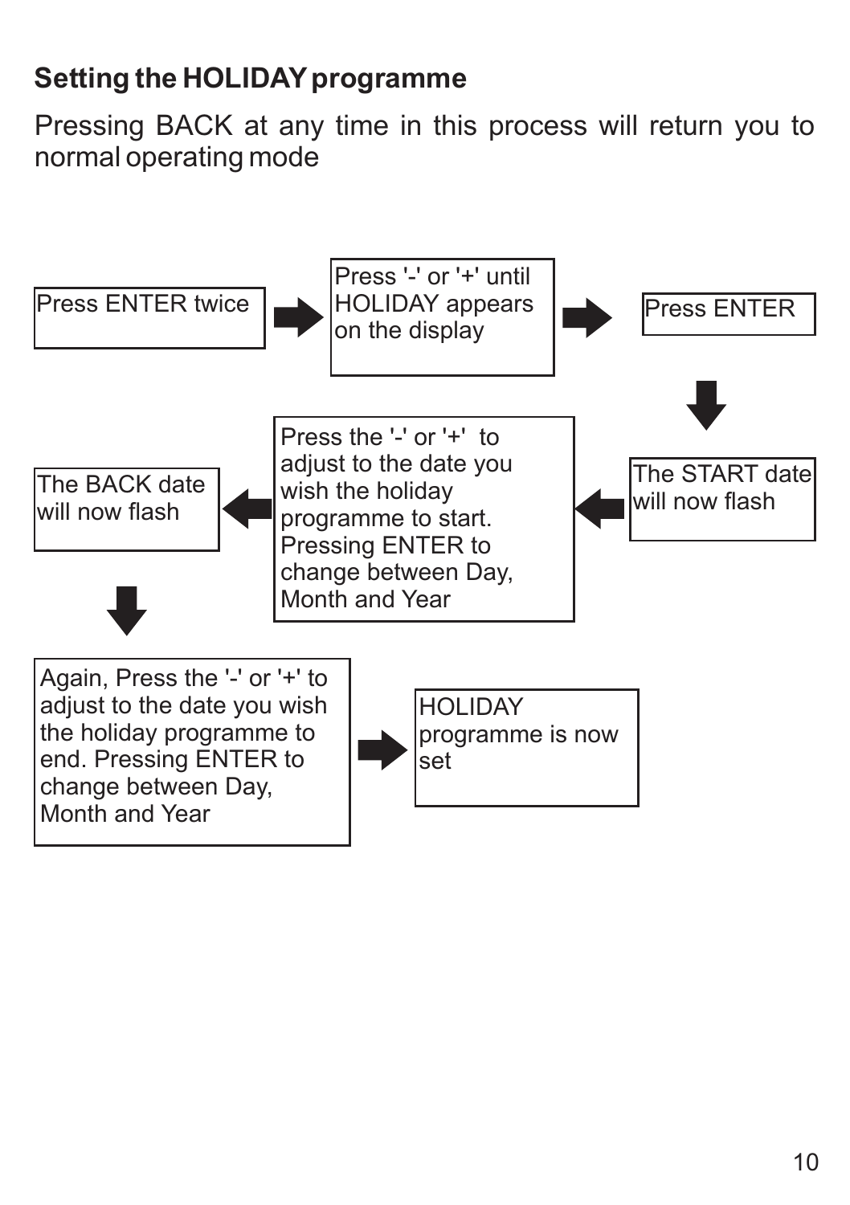## Setting the HOLIDAY programme

Pressing BACK at any time in this process will return you to normal operating mode

1. Press ENTER twice
2. Press '-' or '+' until HOLIDAY appears on the display
3. Press ENTER
4. The START date will now flash
5. Press the '-' or '+' to adjust to the date you wish the holiday programme to start. Pressing ENTER to change between Day, Month and Year
6. The BACK date will now flash
7. Again, Press the '-' or '+' to adjust to the date you wish the holiday programme to end. Pressing ENTER to change between Day, Month and Year
8. HOLIDAY programme is now set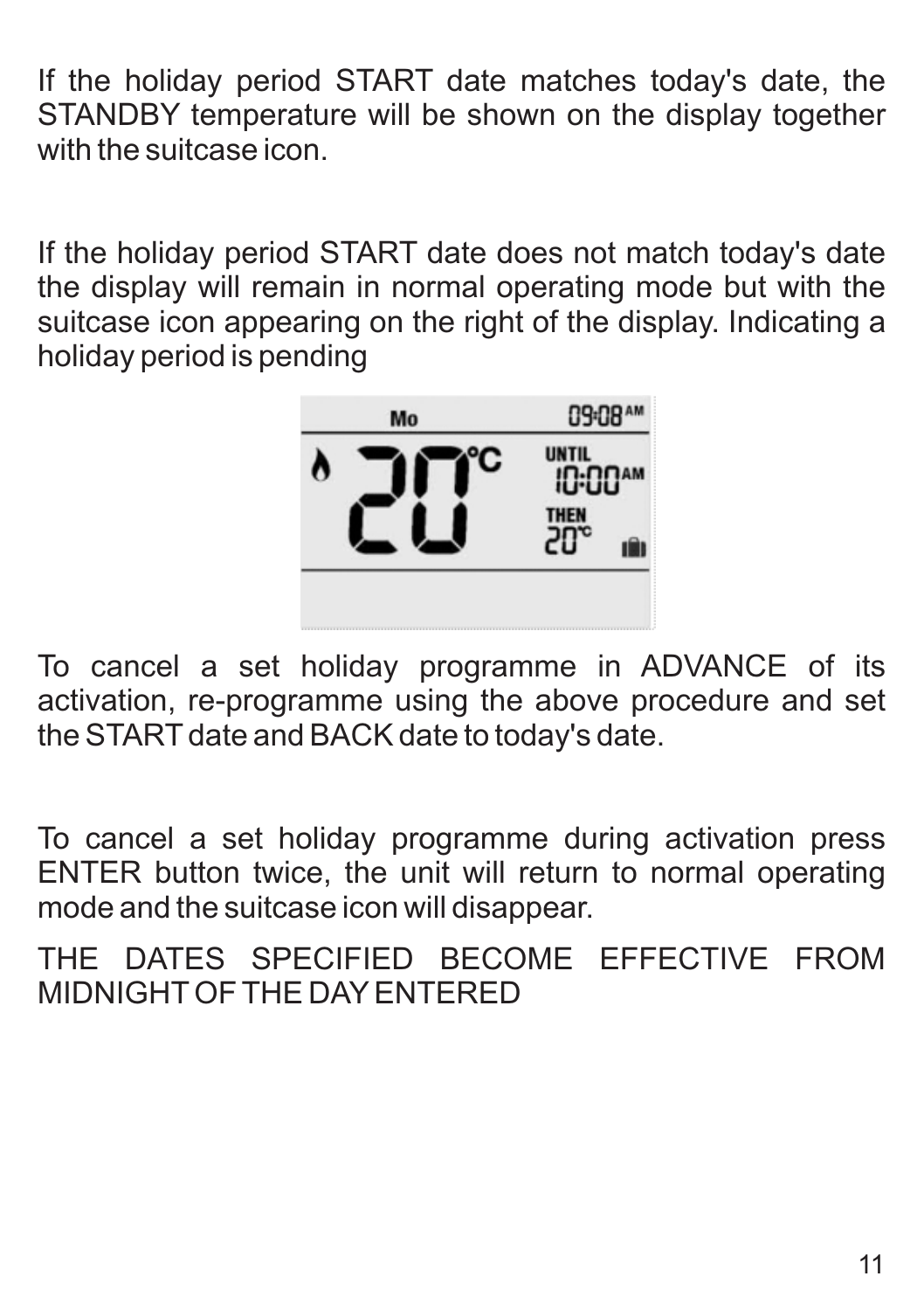If the holiday period START date matches today's date, the STANDBY temperature will be shown on the display together with the suitcase icon.

If the holiday period START date does not match today's date the display will remain in normal operating mode but with the suitcase icon appearing on the right of the display. Indicating a holiday period is pending

To cancel a set holiday programme in ADVANCE of its activation, re-programme using the above procedure and set the START date and BACK date to today's date.

To cancel a set holiday programme during activation press ENTER button twice, the unit will return to normal operating mode and the suitcase icon will disappear.

THE DATES SPECIFIED BECOME EFFECTIVE FROM MIDNIGHT OF THE DAY ENTERED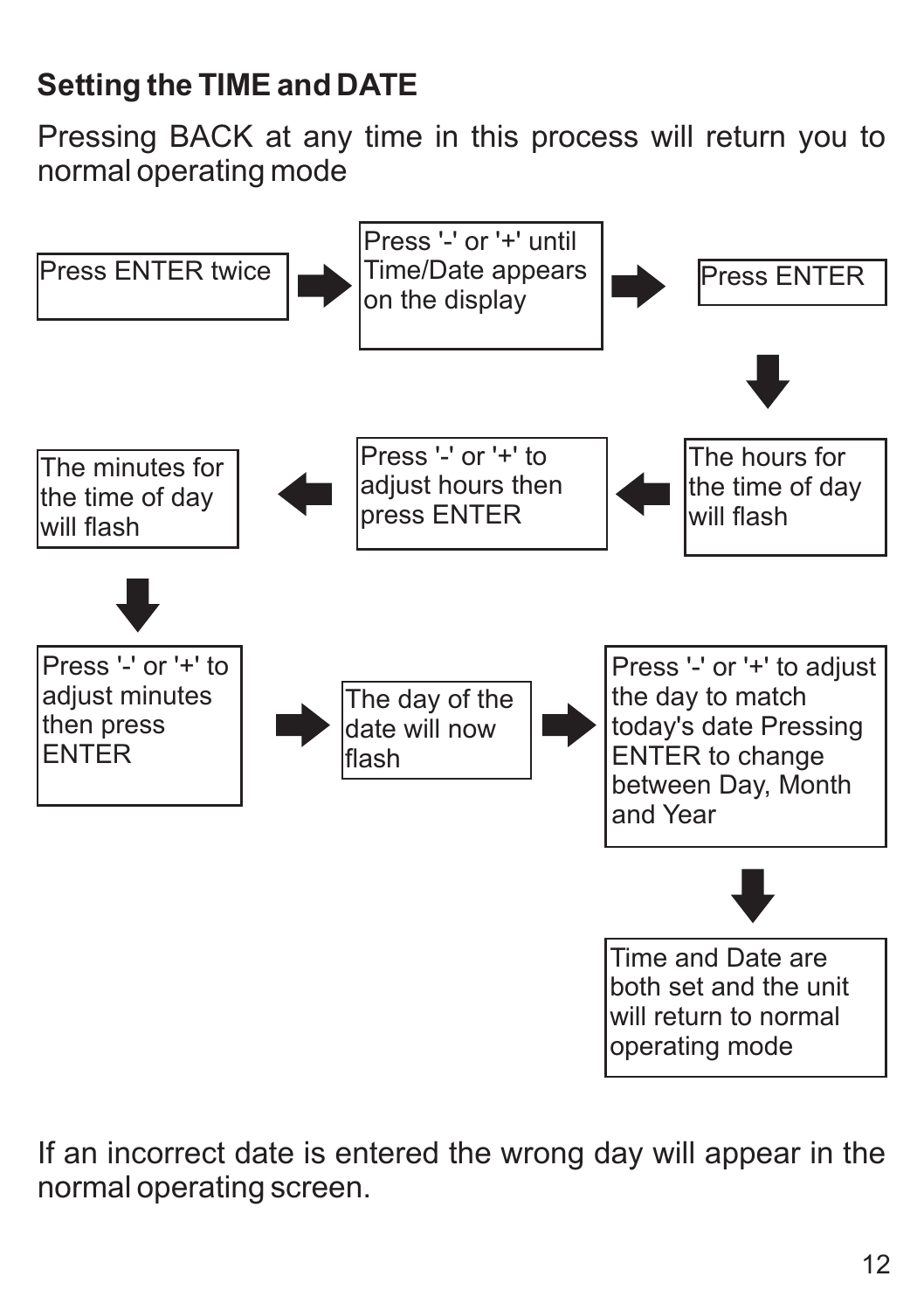## Setting the TIME and DATE

Pressing BACK at any time in this process will return you to normal operating mode

1. Press ENTER twice
2. Press '-' or '+' until Time/Date appears on the display
3. Press ENTER
4. The hours for the time of day will flash
5. Press '-' or '+' to adjust hours then press ENTER
6. The minutes for the time of day will flash
7. Press '-' or '+' to adjust minutes then press ENTER
8. The day of the date will now flash
9. Press '-' or '+' to adjust the day to match today's date Pressing ENTER to change between Day, Month and Year
10. Time and Date are both set and the unit will return to normal operating mode

If an incorrect date is entered the wrong day will appear in the normal operating screen.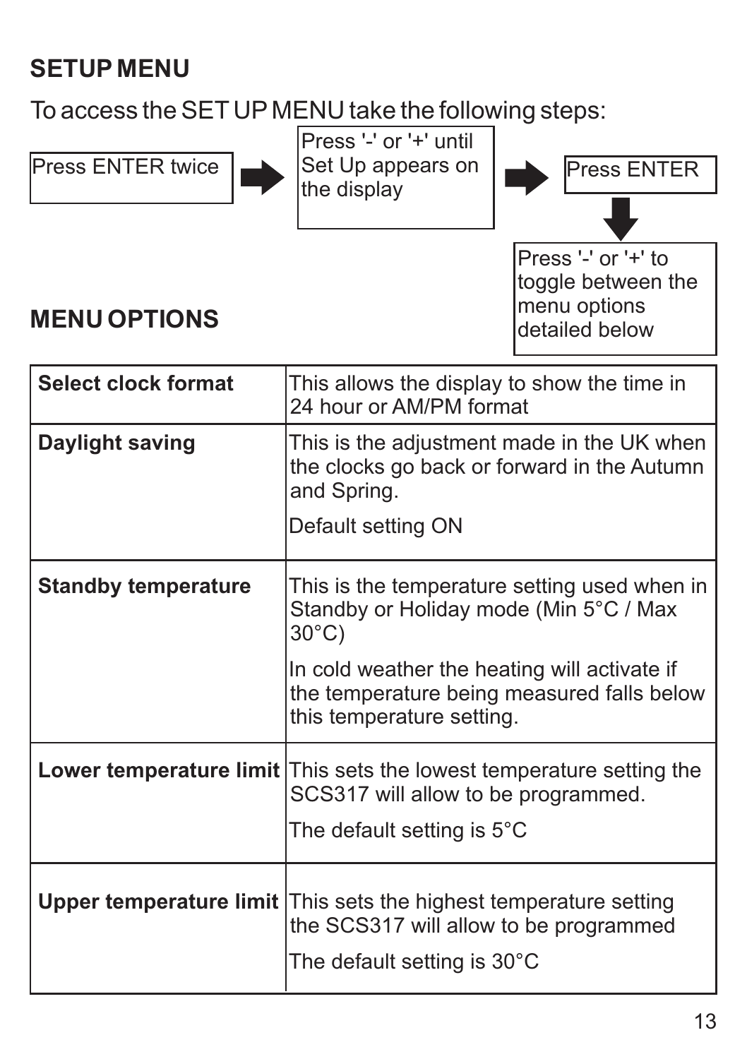## SETUP MENU

To access the SET UP MENU take the following steps:

Press ENTER twice → Press '-' or '+' until Set Up appears on the display → Press ENTER → Press '-' or '+' to toggle between the menu options detailed below

## MENU OPTIONS

| | |
|---|---|
| **Select clock format** | This allows the display to show the time in 24 hour or AM/PM format |
| **Daylight saving** | This is the adjustment made in the UK when the clocks go back or forward in the Autumn and Spring.<br><br>Default setting ON |
| **Standby temperature** | This is the temperature setting used when in Standby or Holiday mode (Min 5°C / Max 30°C)<br><br>In cold weather the heating will activate if the temperature being measured falls below this temperature setting. |
| **Lower temperature limit** | This sets the lowest temperature setting the SCS317 will allow to be programmed.<br><br>The default setting is 5°C |
| **Upper temperature limit** | This sets the highest temperature setting the SCS317 will allow to be programmed<br><br>The default setting is 30°C |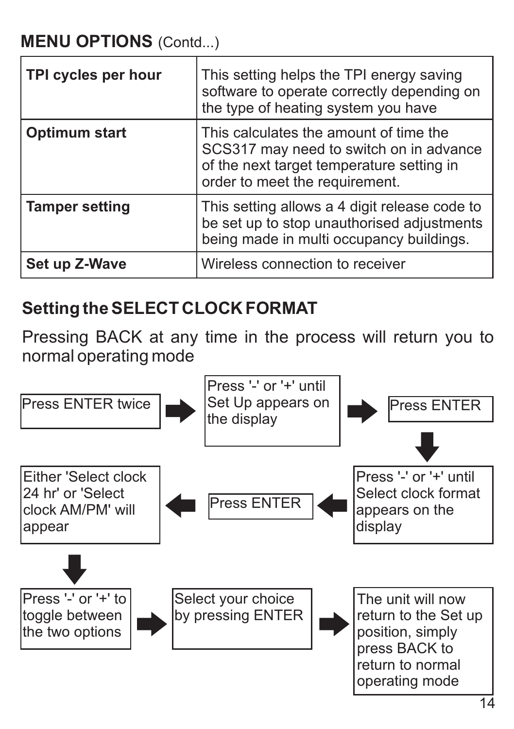## MENU OPTIONS (Contd...)

| | |
|---|---|
| **TPI cycles per hour** | This setting helps the TPI energy saving software to operate correctly depending on the type of heating system you have |
| **Optimum start** | This calculates the amount of time the SCS317 may need to switch on in advance of the next target temperature setting in order to meet the requirement. |
| **Tamper setting** | This setting allows a 4 digit release code to be set up to stop unauthorised adjustments being made in multi occupancy buildings. |
| **Set up Z-Wave** | Wireless connection to receiver |

## Setting the SELECT CLOCK FORMAT

Pressing BACK at any time in the process will return you to normal operating mode

1. Press ENTER twice
2. Press '-' or '+' until Set Up appears on the display
3. Press ENTER
4. Press '-' or '+' until Select clock format appears on the display
5. Press ENTER
6. Either 'Select clock 24 hr' or 'Select clock AM/PM' will appear
7. Press '-' or '+' to toggle between the two options
8. Select your choice by pressing ENTER
9. The unit will now return to the Set up position, simply press BACK to return to normal operating mode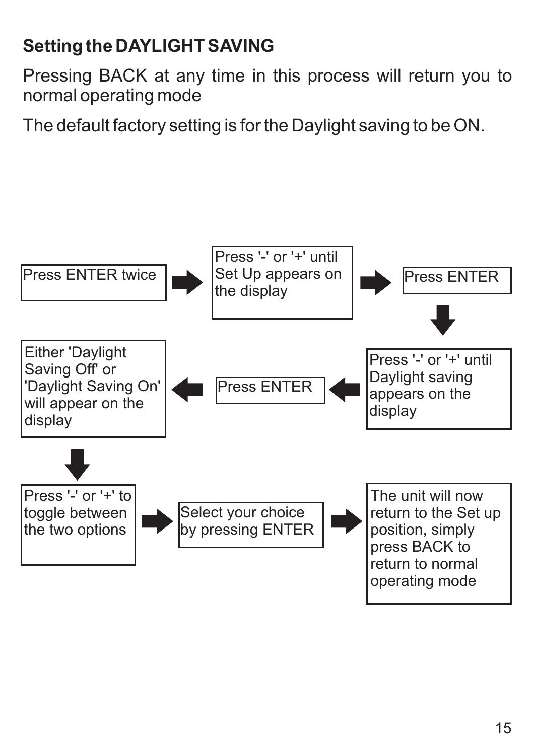## Setting the DAYLIGHT SAVING

Pressing BACK at any time in this process will return you to normal operating mode

The default factory setting is for the Daylight saving to be ON.

1. Press ENTER twice
2. Press '-' or '+' until Set Up appears on the display
3. Press ENTER
4. Press '-' or '+' until Daylight saving appears on the display
5. Press ENTER
6. Either 'Daylight Saving Off' or 'Daylight Saving On' will appear on the display
7. Press '-' or '+' to toggle between the two options
8. Select your choice by pressing ENTER
9. The unit will now return to the Set up position, simply press BACK to return to normal operating mode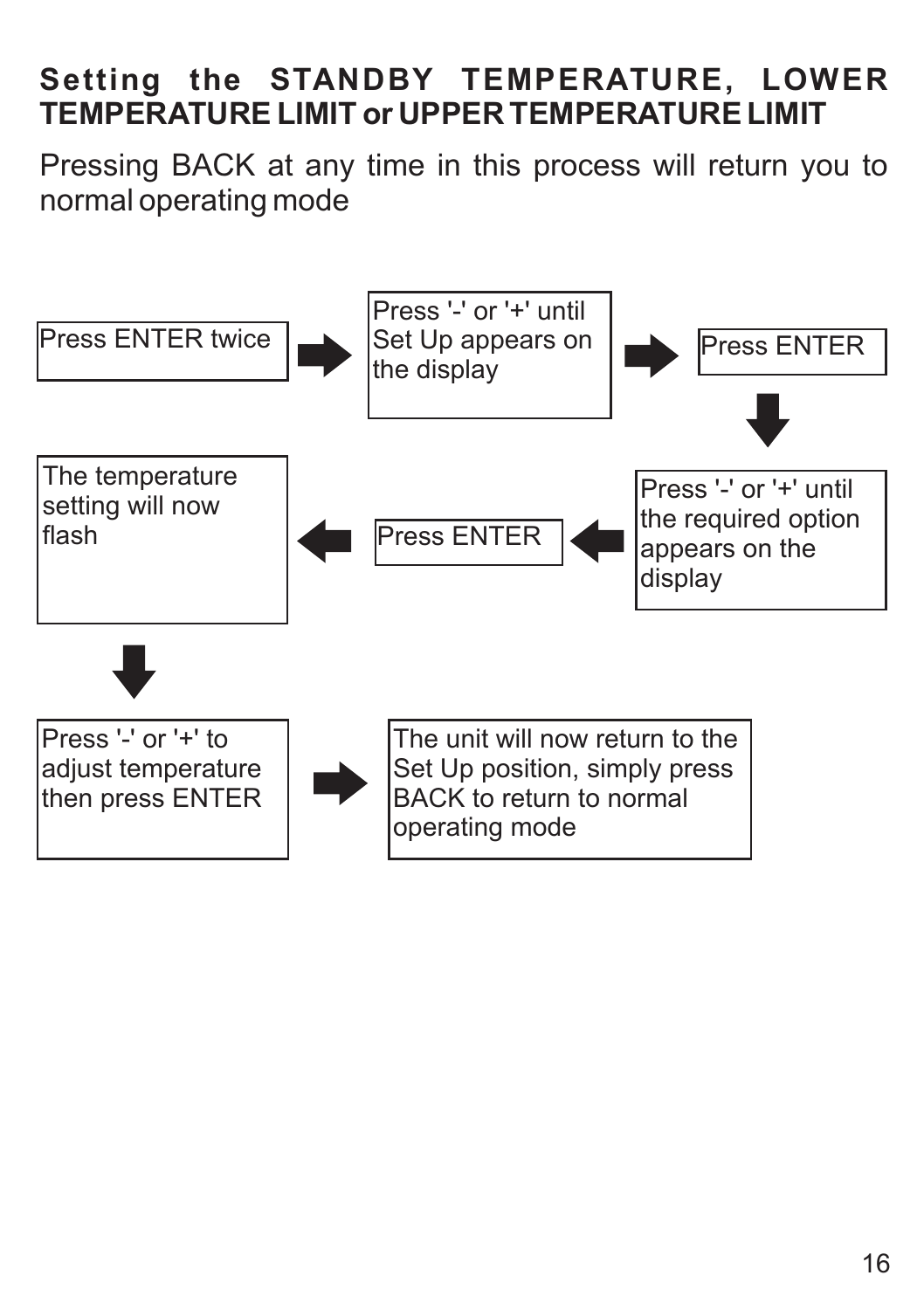## Setting the STANDBY TEMPERATURE, LOWER TEMPERATURE LIMIT or UPPER TEMPERATURE LIMIT

Pressing BACK at any time in this process will return you to normal operating mode

1. Press ENTER twice
2. Press '-' or '+' until Set Up appears on the display
3. Press ENTER
4. Press '-' or '+' until the required option appears on the display
5. Press ENTER
6. The temperature setting will now flash
7. Press '-' or '+' to adjust temperature then press ENTER
8. The unit will now return to the Set Up position, simply press BACK to return to normal operating mode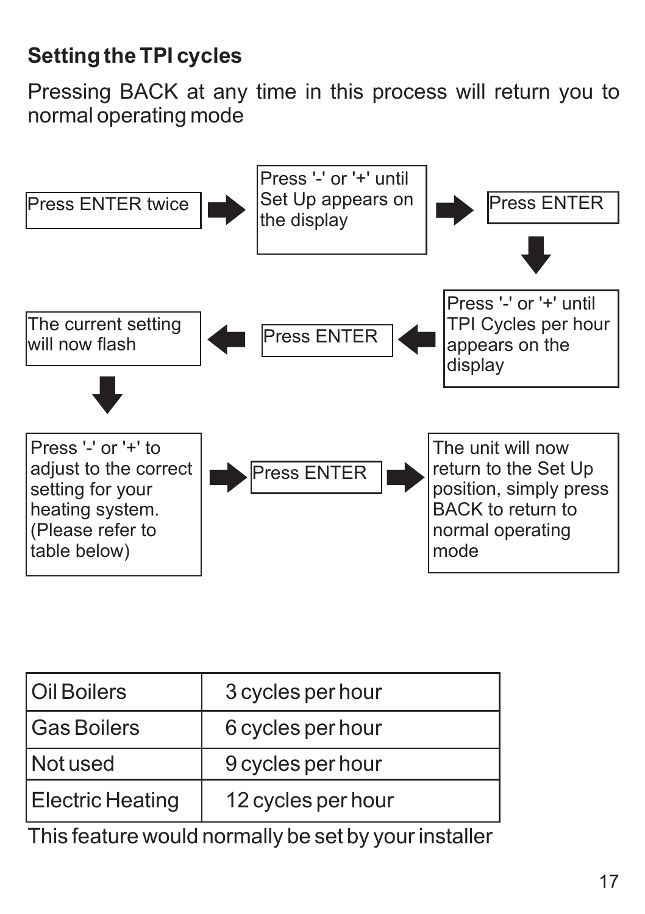## Setting the TPI cycles

Pressing BACK at any time in this process will return you to normal operating mode

1. Press ENTER twice
2. Press '-' or '+' until Set Up appears on the display
3. Press ENTER
4. Press '-' or '+' until TPI Cycles per hour appears on the display
5. Press ENTER
6. The current setting will now flash
7. Press '-' or '+' to adjust to the correct setting for your heating system. (Please refer to table below)
8. Press ENTER
9. The unit will now return to the Set Up position, simply press BACK to return to normal operating mode

| Oil Boilers | 3 cycles per hour |
|---|---|
| Gas Boilers | 6 cycles per hour |
| Not used | 9 cycles per hour |
| Electric Heating | 12 cycles per hour |

This feature would normally be set by your installer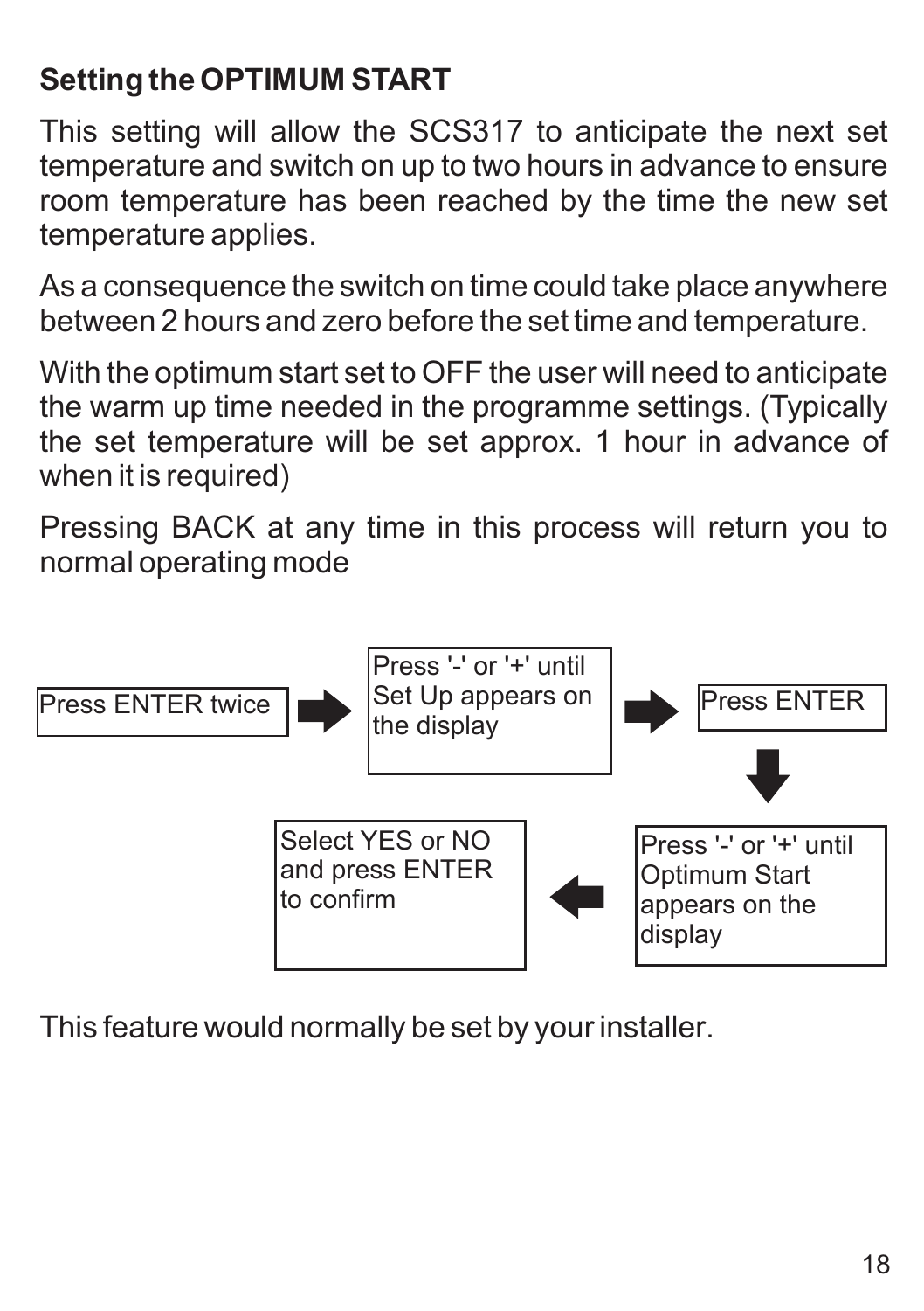### Setting the OPTIMUM START

This setting will allow the SCS317 to anticipate the next set temperature and switch on up to two hours in advance to ensure room temperature has been reached by the time the new set temperature applies.

As a consequence the switch on time could take place anywhere between 2 hours and zero before the set time and temperature.

With the optimum start set to OFF the user will need to anticipate the warm up time needed in the programme settings. (Typically the set temperature will be set approx. 1 hour in advance of when it is required)

Pressing BACK at any time in this process will return you to normal operating mode

1. Press ENTER twice
2. Press '-' or '+' until Set Up appears on the display
3. Press ENTER
4. Press '-' or '+' until Optimum Start appears on the display
5. Select YES or NO and press ENTER to confirm

This feature would normally be set by your installer.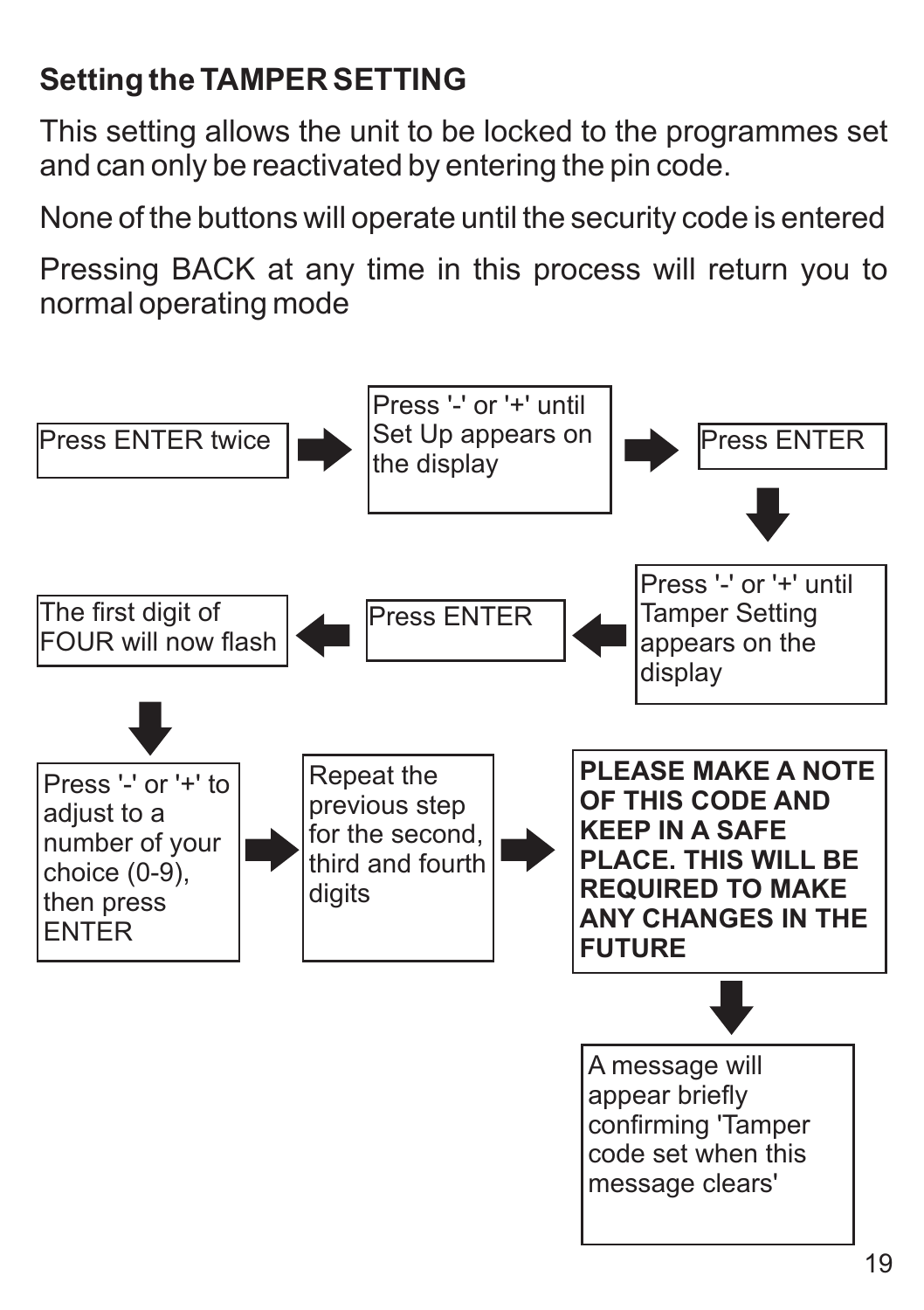## Setting the TAMPER SETTING

This setting allows the unit to be locked to the programmes set and can only be reactivated by entering the pin code.

None of the buttons will operate until the security code is entered

Pressing BACK at any time in this process will return you to normal operating mode

1. Press ENTER twice
2. Press '-' or '+' until Set Up appears on the display
3. Press ENTER
4. Press '-' or '+' until Tamper Setting appears on the display
5. Press ENTER
6. The first digit of FOUR will now flash
7. Press '-' or '+' to adjust to a number of your choice (0-9), then press ENTER
8. Repeat the previous step for the second, third and fourth digits
9. **PLEASE MAKE A NOTE OF THIS CODE AND KEEP IN A SAFE PLACE. THIS WILL BE REQUIRED TO MAKE ANY CHANGES IN THE FUTURE**
10. A message will appear briefly confirming 'Tamper code set when this message clears'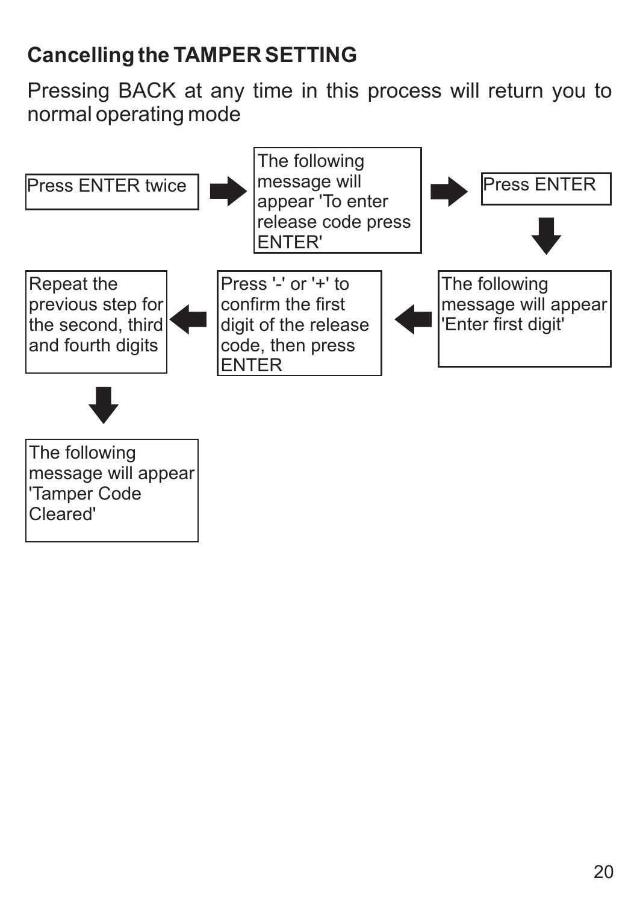## Cancelling the TAMPER SETTING

Pressing BACK at any time in this process will return you to normal operating mode

1. Press ENTER twice
2. The following message will appear 'To enter release code press ENTER'
3. Press ENTER
4. The following message will appear 'Enter first digit'
5. Press '-' or '+' to confirm the first digit of the release code, then press ENTER
6. Repeat the previous step for the second, third and fourth digits
7. The following message will appear 'Tamper Code Cleared'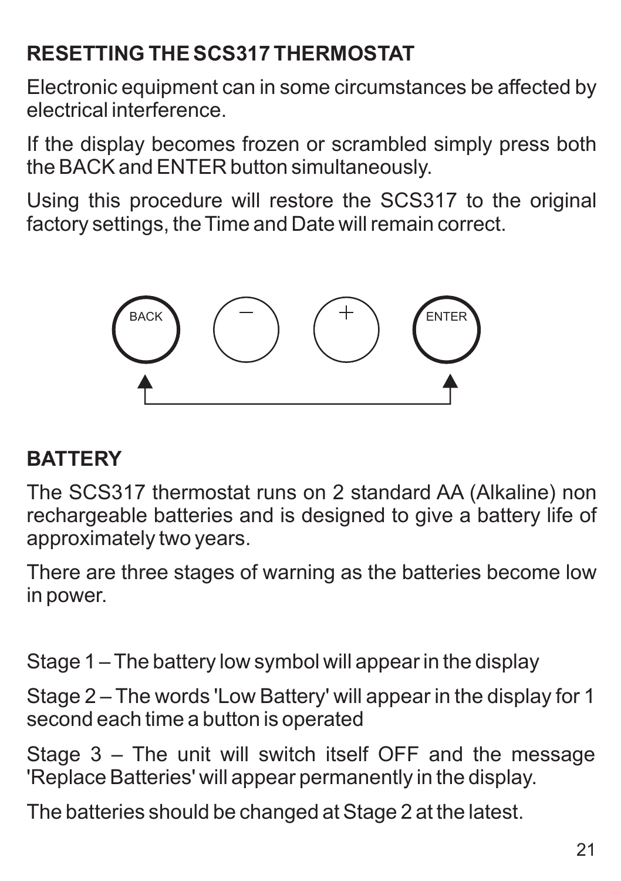## RESETTING THE SCS317 THERMOSTAT

Electronic equipment can in some circumstances be affected by electrical interference.

If the display becomes frozen or scrambled simply press both the BACK and ENTER button simultaneously.

Using this procedure will restore the SCS317 to the original factory settings, the Time and Date will remain correct.

## BATTERY

The SCS317 thermostat runs on 2 standard AA (Alkaline) non rechargeable batteries and is designed to give a battery life of approximately two years.

There are three stages of warning as the batteries become low in power.

Stage 1 – The battery low symbol will appear in the display

Stage 2 – The words 'Low Battery' will appear in the display for 1 second each time a button is operated

Stage 3 – The unit will switch itself OFF and the message 'Replace Batteries' will appear permanently in the display.

The batteries should be changed at Stage 2 at the latest.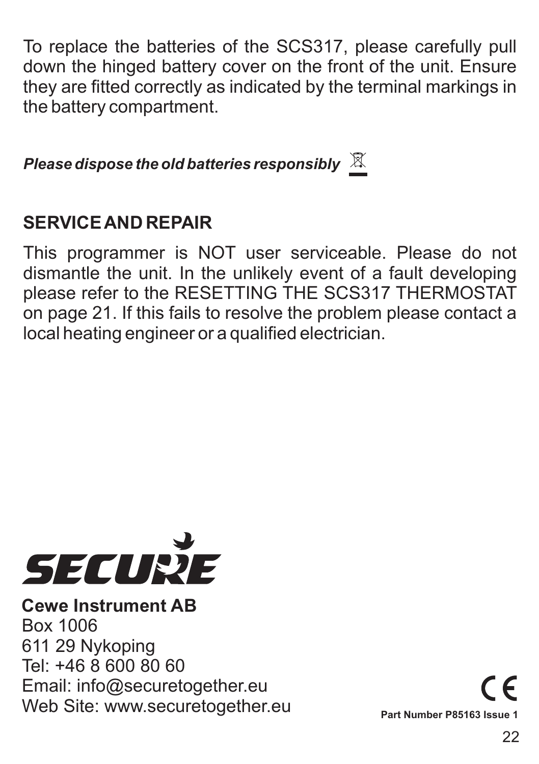To replace the batteries of the SCS317, please carefully pull down the hinged battery cover on the front of the unit. Ensure they are fitted correctly as indicated by the terminal markings in the battery compartment.

***Please dispose the old batteries responsibly***

## SERVICE AND REPAIR

This programmer is NOT user serviceable. Please do not dismantle the unit. In the unlikely event of a fault developing please refer to the RESETTING THE SCS317 THERMOSTAT on page 21. If this fails to resolve the problem please contact a local heating engineer or a qualified electrician.

SECURE

**Cewe Instrument AB**
Box 1006
611 29 Nykoping
Tel: +46 8 600 80 60
Email: info@securetogether.eu
Web Site: www.securetogether.eu

CE

**Part Number P85163 Issue 1**